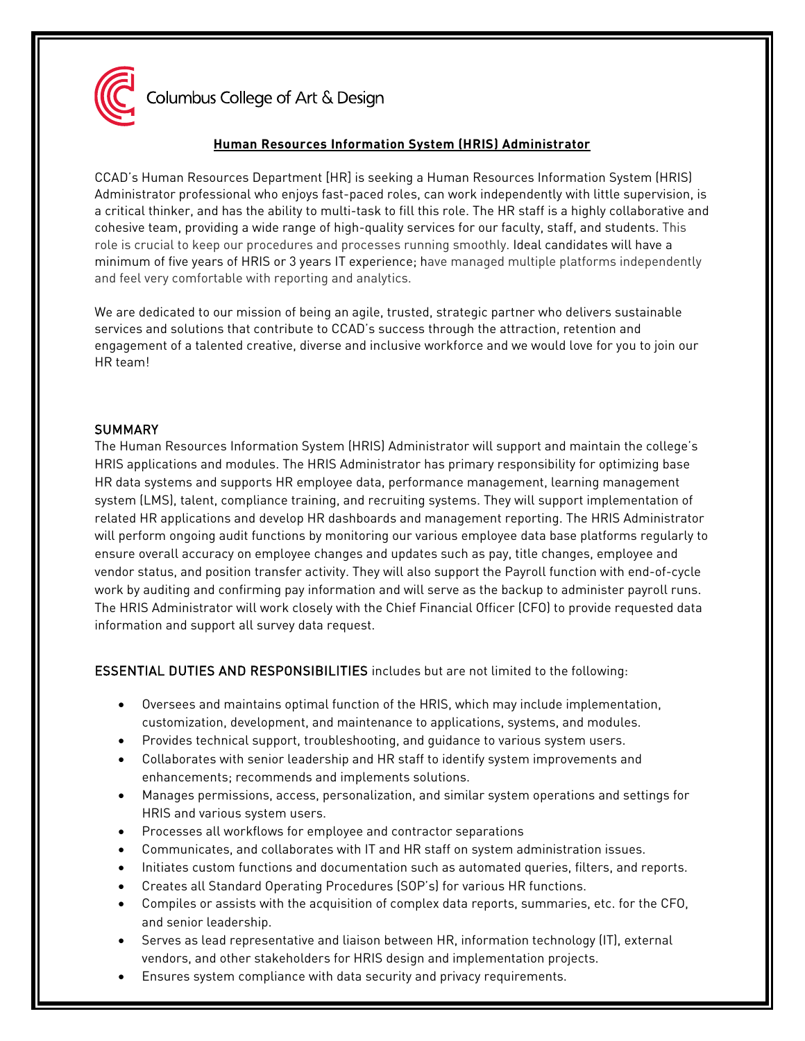Columbus College of Art & Design

## **Human Resources Information System (HRIS) Administrator**

CCAD's Human Resources Department [HR] is seeking a Human Resources Information System (HRIS) Administrator professional who enjoys fast-paced roles, can work independently with little supervision, is a critical thinker, and has the ability to multi-task to fill this role. The HR staff is a highly collaborative and cohesive team, providing a wide range of high-quality services for our faculty, staff, and students. This role is crucial to keep our procedures and processes running smoothly. Ideal candidates will have a minimum of five years of HRIS or 3 years IT experience; have managed multiple platforms independently and feel very comfortable with reporting and analytics.

We are dedicated to our mission of being an agile, trusted, strategic partner who delivers sustainable services and solutions that contribute to CCAD's success through the attraction, retention and engagement of a talented creative, diverse and inclusive workforce and we would love for you to join our HR team!

### SUMMARY

The Human Resources Information System (HRIS) Administrator will support and maintain the college's HRIS applications and modules. The HRIS Administrator has primary responsibility for optimizing base HR data systems and supports HR employee data, performance management, learning management system (LMS), talent, compliance training, and recruiting systems. They will support implementation of related HR applications and develop HR dashboards and management reporting. The HRIS Administrator will perform ongoing audit functions by monitoring our various employee data base platforms regularly to ensure overall accuracy on employee changes and updates such as pay, title changes, employee and vendor status, and position transfer activity. They will also support the Payroll function with end-of-cycle work by auditing and confirming pay information and will serve as the backup to administer payroll runs. The HRIS Administrator will work closely with the Chief Financial Officer (CFO) to provide requested data information and support all survey data request.

### ESSENTIAL DUTIES AND RESPONSIBILITIES includes but are not limited to the following:

- Oversees and maintains optimal function of the HRIS, which may include implementation, customization, development, and maintenance to applications, systems, and modules.
- Provides technical support, troubleshooting, and guidance to various system users.
- Collaborates with senior leadership and HR staff to identify system improvements and enhancements; recommends and implements solutions.
- Manages permissions, access, personalization, and similar system operations and settings for HRIS and various system users.
- Processes all workflows for employee and contractor separations
- Communicates, and collaborates with IT and HR staff on system administration issues.
- Initiates custom functions and documentation such as automated queries, filters, and reports.
- Creates all Standard Operating Procedures (SOP's) for various HR functions.
- Compiles or assists with the acquisition of complex data reports, summaries, etc. for the CFO, and senior leadership.
- Serves as lead representative and liaison between HR, information technology (IT), external vendors, and other stakeholders for HRIS design and implementation projects.
- Ensures system compliance with data security and privacy requirements.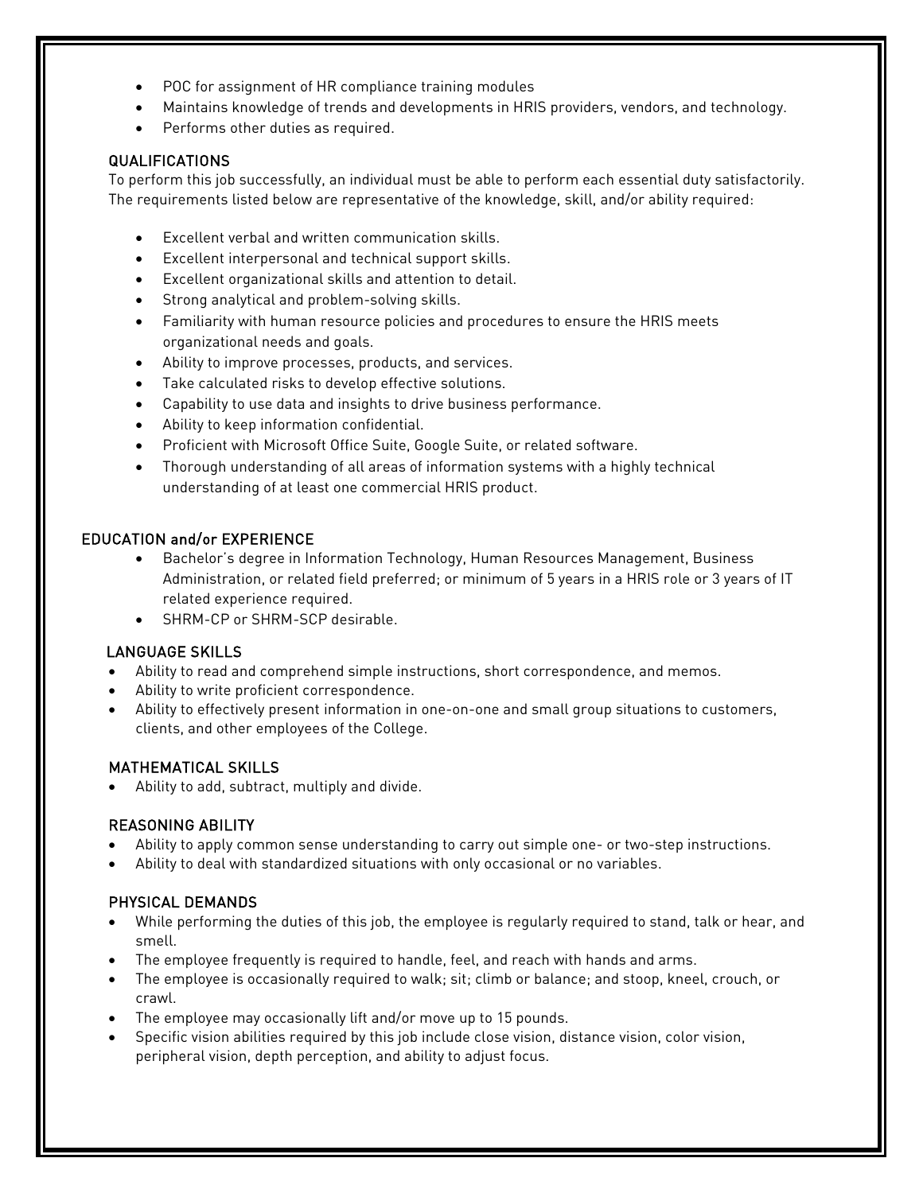- POC for assignment of HR compliance training modules
- Maintains knowledge of trends and developments in HRIS providers, vendors, and technology.
- Performs other duties as required.

## QUALIFICATIONS

To perform this job successfully, an individual must be able to perform each essential duty satisfactorily. The requirements listed below are representative of the knowledge, skill, and/or ability required:

- Excellent verbal and written communication skills.
- Excellent interpersonal and technical support skills.
- Excellent organizational skills and attention to detail.
- Strong analytical and problem-solving skills.
- Familiarity with human resource policies and procedures to ensure the HRIS meets organizational needs and goals.
- Ability to improve processes, products, and services.
- Take calculated risks to develop effective solutions.
- Capability to use data and insights to drive business performance.
- Ability to keep information confidential.
- Proficient with Microsoft Office Suite, Google Suite, or related software.
- Thorough understanding of all areas of information systems with a highly technical understanding of at least one commercial HRIS product.

## EDUCATION and/or EXPERIENCE

- Bachelor's degree in Information Technology, Human Resources Management, Business Administration, or related field preferred; or minimum of 5 years in a HRIS role or 3 years of IT related experience required.
- SHRM-CP or SHRM-SCP desirable.

## LANGUAGE SKILLS

- Ability to read and comprehend simple instructions, short correspondence, and memos.
- Ability to write proficient correspondence.
- Ability to effectively present information in one-on-one and small group situations to customers, clients, and other employees of the College.

## MATHEMATICAL SKILLS

- Ability to add, subtract, multiply and divide.

## REASONING ABILITY

- Ability to apply common sense understanding to carry out simple one- or two-step instructions.
- Ability to deal with standardized situations with only occasional or no variables.

## PHYSICAL DEMANDS

- While performing the duties of this job, the employee is regularly required to stand, talk or hear, and smell.
- The employee frequently is required to handle, feel, and reach with hands and arms.
- The employee is occasionally required to walk; sit; climb or balance; and stoop, kneel, crouch, or crawl.
- The employee may occasionally lift and/or move up to 15 pounds.
- Specific vision abilities required by this job include close vision, distance vision, color vision, peripheral vision, depth perception, and ability to adjust focus.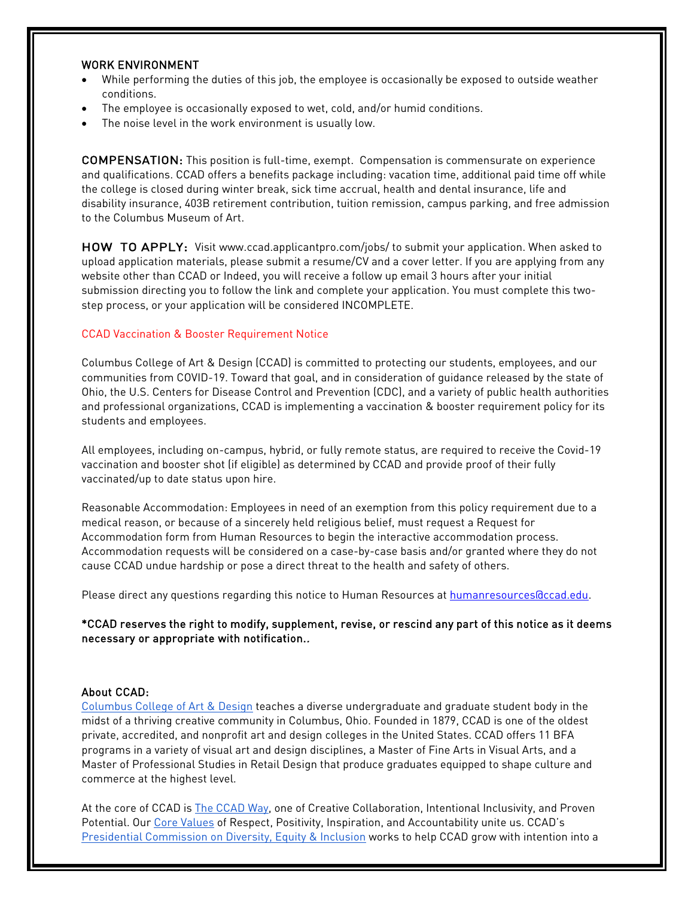### WORK ENVIRONMENT

- While performing the duties of this job, the employee is occasionally be exposed to outside weather conditions.
- The employee is occasionally exposed to wet, cold, and/or humid conditions.
- The noise level in the work environment is usually low.

**COMPENSATION:** This position is full-time, exempt. Compensation is commensurate on experience and qualifications. CCAD offers a benefits package including: vacation time, additional paid time off while the college is closed during winter break, sick time accrual, health and dental insurance, life and disability insurance, 403B retirement contribution, tuition remission, campus parking, and free admission to the Columbus Museum of Art.

**HOW TO APPLY:** Visit www.ccad.applicantpro.com/jobs/ to submit your application. When asked to upload application materials, please submit a resume/CV and a cover letter. If you are applying from any website other than CCAD or Indeed, you will receive a follow up email 3 hours after your initial submission directing you to follow the link and complete your application. You must complete this two-step process, or your application will be considered INCOMPLETE.

CCAD Vaccination & Booster Requirement Notice

Columbus College of Art & Design (CCAD) is committed to protecting our students, employees, and our communities from COVID-19. Toward that goal, and in consideration of guidance released by the state of Ohio, the U.S. Centers for Disease Control and Prevention (CDC), and a variety of public health authorities and professional organizations, CCAD is implementing a vaccination & booster requirement policy for its students and employees.

All employees, including on-campus, hybrid, or fully remote status, are required to receive the Covid-19 vaccination and booster shot (if eligible) as determined by CCAD and provide proof of their fully vaccinated/up to date status upon hire.

Reasonable Accommodation: Employees in need of an exemption from this policy requirement due to a medical reason, or because of a sincerely held religious belief, must request a Request for Accommodation form from Human Resources to begin the interactive accommodation process. Accommodation requests will be considered on a case-by-case basis and/or granted where they do not cause CCAD undue hardship or pose a direct threat to the health and safety of others.

Please direct any questions regarding this notice to Human Resources at humanresources@ccad.edu.

**\*CCAD reserves the right to modify, supplement, revise, or rescind any part of this notice as it deems necessary or appropriate with notification..**

### About CCAD:

Columbus College of Art & Design teaches a diverse undergraduate and graduate student body in the midst of a thriving creative community in Columbus, Ohio. Founded in 1879, CCAD is one of the oldest private, accredited, and nonprofit art and design colleges in the United States. CCAD offers 11 BFA programs in a variety of visual art and design disciplines, a Master of Fine Arts in Visual Arts, and a Master of Professional Studies in Retail Design that produce graduates equipped to shape culture and commerce at the highest level.

At the core of CCAD is The CCAD Way, one of Creative Collaboration, Intentional Inclusivity, and Proven Potential. Our Core Values of Respect, Positivity, Inspiration, and Accountability unite us. CCAD's Presidential Commission on Diversity, Equity & Inclusion works to help CCAD grow with intention into a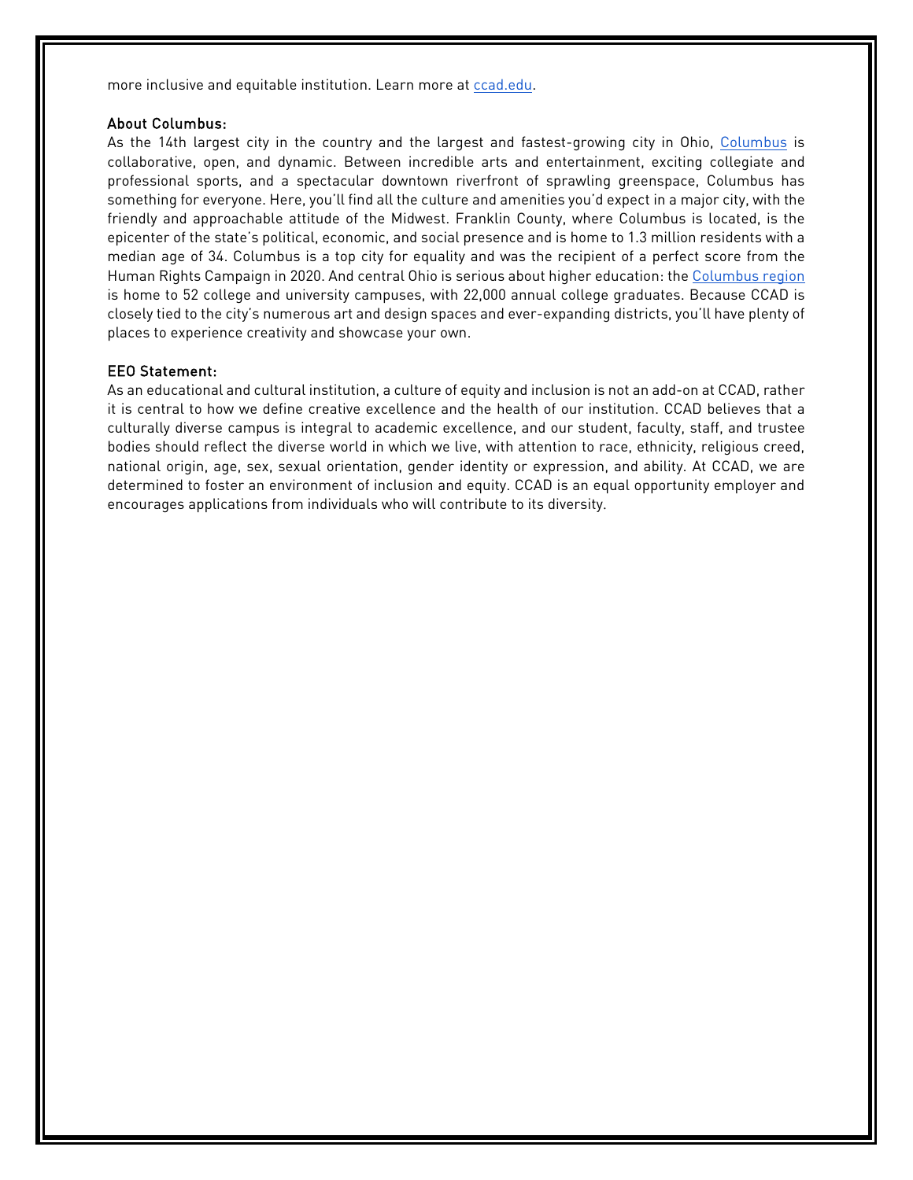more inclusive and equitable institution. Learn more at [ccad.edu](ccad.edu).

### About Columbus:

As the 14th largest city in the country and the largest and fastest-growing city in Ohio, [Columbus](Columbus) is collaborative, open, and dynamic. Between incredible arts and entertainment, exciting collegiate and professional sports, and a spectacular downtown riverfront of sprawling greenspace, Columbus has something for everyone. Here, you'll find all the culture and amenities you'd expect in a major city, with the friendly and approachable attitude of the Midwest. Franklin County, where Columbus is located, is the epicenter of the state's political, economic, and social presence and is home to 1.3 million residents with a median age of 34. Columbus is a top city for equality and was the recipient of a perfect score from the Human Rights Campaign in 2020. And central Ohio is serious about higher education: the [Columbus region](Columbus region) is home to 52 college and university campuses, with 22,000 annual college graduates. Because CCAD is closely tied to the city's numerous art and design spaces and ever-expanding districts, you'll have plenty of places to experience creativity and showcase your own.

### EEO Statement:

As an educational and cultural institution, a culture of equity and inclusion is not an add-on at CCAD, rather it is central to how we define creative excellence and the health of our institution. CCAD believes that a culturally diverse campus is integral to academic excellence, and our student, faculty, staff, and trustee bodies should reflect the diverse world in which we live, with attention to race, ethnicity, religious creed, national origin, age, sex, sexual orientation, gender identity or expression, and ability. At CCAD, we are determined to foster an environment of inclusion and equity. CCAD is an equal opportunity employer and encourages applications from individuals who will contribute to its diversity.